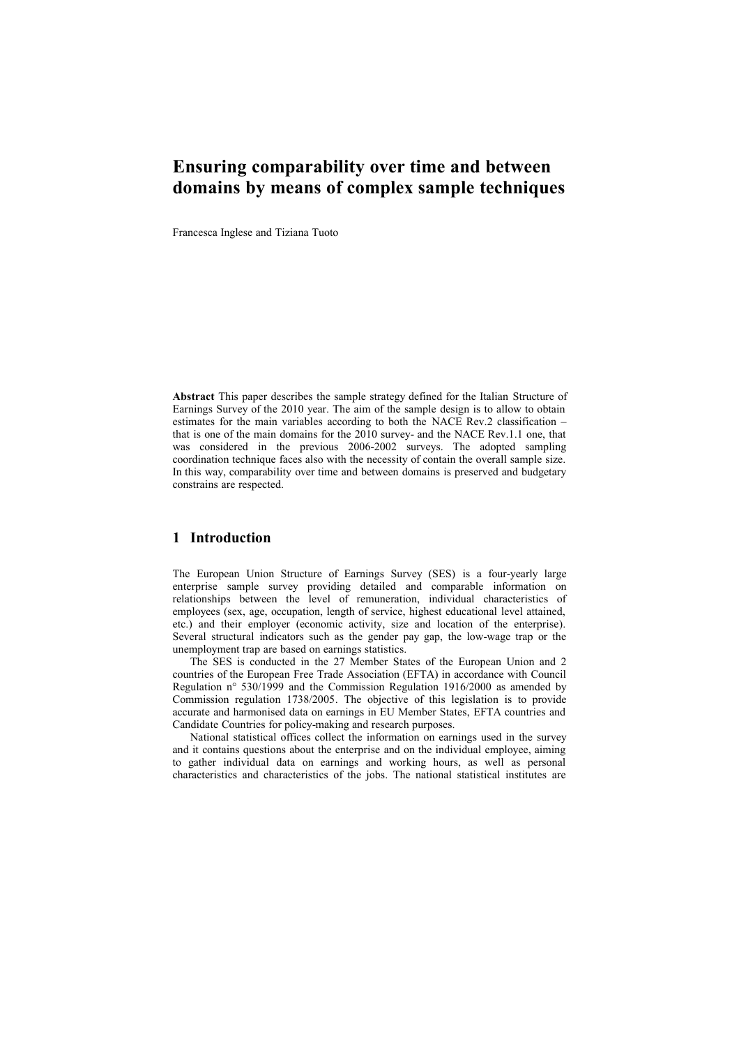# Ensuring comparability over time and between domains by means of complex sample techniques

Francesca Inglese and Tiziana Tuoto

**Abstract** This paper describes the sample strategy defined for the Italian Structure of Earnings Survey of the 2010 year. The aim of the sample design is to allow to obtain estimates for the main variables according to both the NACE Rev.2 classification – that is one of the main domains for the 2010 survey- and the NACE Rev.1.1 one, that was considered in the previous 2006-2002 surveys. The adopted sampling coordination technique faces also with the necessity of contain the overall sample size. In this way, comparability over time and between domains is preserved and budgetary constrains are respected.

## 1 Introduction

The European Union Structure of Earnings Survey (SES) is a four-yearly large enterprise sample survey providing detailed and comparable information on relationships between the level of remuneration, individual characteristics of employees (sex, age, occupation, length of service, highest educational level attained, etc.) and their employer (economic activity, size and location of the enterprise). Several structural indicators such as the gender pay gap, the low-wage trap or the unemployment trap are based on earnings statistics.

The SES is conducted in the 27 Member States of the European Union and 2 countries of the European Free Trade Association (EFTA) in accordance with Council Regulation n° 530/1999 and the Commission Regulation 1916/2000 as amended by Commission regulation 1738/2005. The objective of this legislation is to provide accurate and harmonised data on earnings in EU Member States, EFTA countries and Candidate Countries for policy-making and research purposes.

National statistical offices collect the information on earnings used in the survey and it contains questions about the enterprise and on the individual employee, aiming to gather individual data on earnings and working hours, as well as personal characteristics and characteristics of the jobs. The national statistical institutes are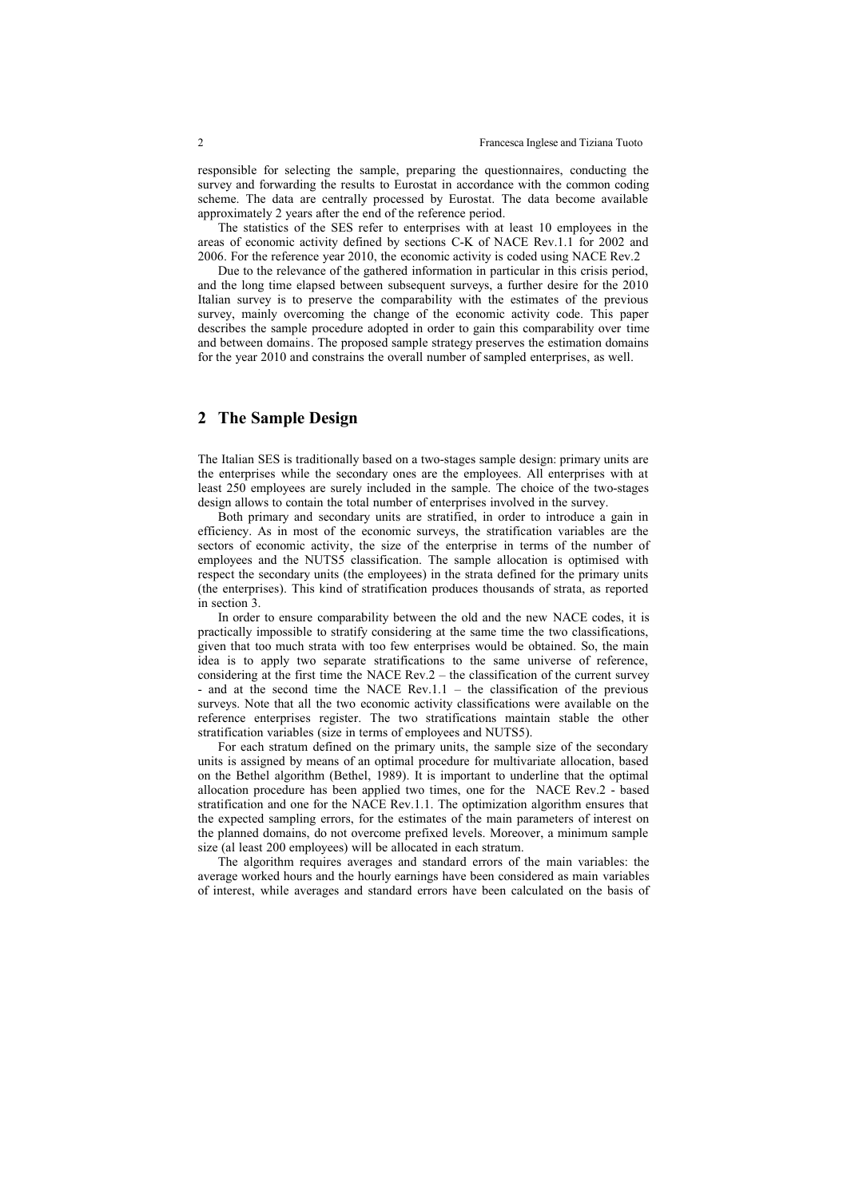responsible for selecting the sample, preparing the questionnaires, conducting the survey and forwarding the results to Eurostat in accordance with the common coding scheme. The data are centrally processed by Eurostat. The data become available approximately 2 years after the end of the reference period.

The statistics of the SES refer to enterprises with at least 10 employees in the areas of economic activity defined by sections C-K of NACE Rev.1.1 for 2002 and 2006. For the reference year 2010, the economic activity is coded using NACE Rev.2

Due to the relevance of the gathered information in particular in this crisis period, and the long time elapsed between subsequent surveys, a further desire for the 2010 Italian survey is to preserve the comparability with the estimates of the previous survey, mainly overcoming the change of the economic activity code. This paper describes the sample procedure adopted in order to gain this comparability over time and between domains. The proposed sample strategy preserves the estimation domains for the year 2010 and constrains the overall number of sampled enterprises, as well.

## 2 The Sample Design

The Italian SES is traditionally based on a two-stages sample design: primary units are the enterprises while the secondary ones are the employees. All enterprises with at least 250 employees are surely included in the sample. The choice of the two-stages design allows to contain the total number of enterprises involved in the survey.

Both primary and secondary units are stratified, in order to introduce a gain in efficiency. As in most of the economic surveys, the stratification variables are the sectors of economic activity, the size of the enterprise in terms of the number of employees and the NUTS5 classification. The sample allocation is optimised with respect the secondary units (the employees) in the strata defined for the primary units (the enterprises). This kind of stratification produces thousands of strata, as reported in section 3.

In order to ensure comparability between the old and the new NACE codes, it is practically impossible to stratify considering at the same time the two classifications, given that too much strata with too few enterprises would be obtained. So, the main idea is to apply two separate stratifications to the same universe of reference, considering at the first time the NACE Rev.2 – the classification of the current survey - and at the second time the NACE Rev.1.1 – the classification of the previous surveys. Note that all the two economic activity classifications were available on the reference enterprises register. The two stratifications maintain stable the other stratification variables (size in terms of employees and NUTS5).

For each stratum defined on the primary units, the sample size of the secondary units is assigned by means of an optimal procedure for multivariate allocation, based on the Bethel algorithm (Bethel, 1989). It is important to underline that the optimal allocation procedure has been applied two times, one for the NACE Rev.2 - based stratification and one for the NACE Rev.1.1. The optimization algorithm ensures that the expected sampling errors, for the estimates of the main parameters of interest on the planned domains, do not overcome prefixed levels. Moreover, a minimum sample size (al least 200 employees) will be allocated in each stratum.

The algorithm requires averages and standard errors of the main variables: the average worked hours and the hourly earnings have been considered as main variables of interest, while averages and standard errors have been calculated on the basis of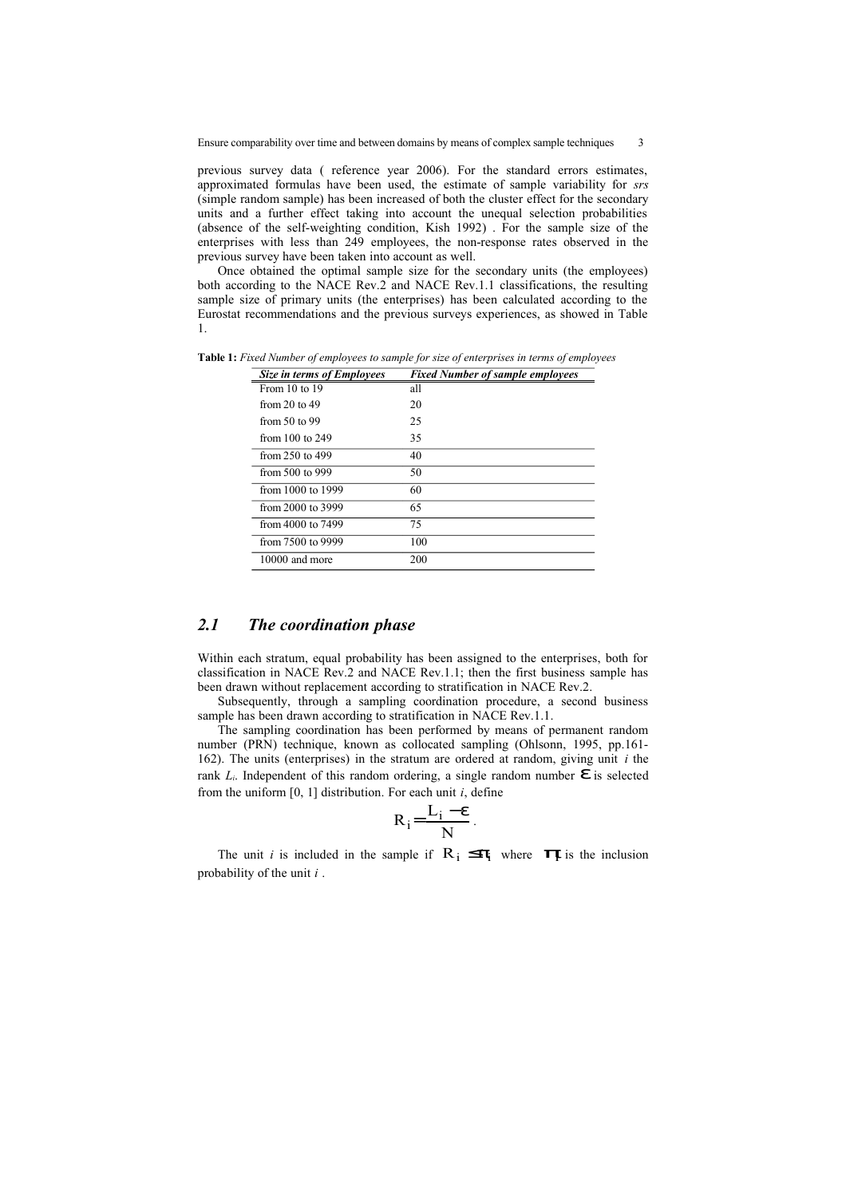previous survey data ( reference year 2006). For the standard errors estimates, approximated formulas have been used, the estimate of sample variability for *srs* (simple random sample) has been increased of both the cluster effect for the secondary units and a further effect taking into account the unequal selection probabilities (absence of the self-weighting condition, Kish 1992) . For the sample size of the enterprises with less than 249 employees, the non-response rates observed in the previous survey have been taken into account as well.

Once obtained the optimal sample size for the secondary units (the employees) both according to the NACE Rev.2 and NACE Rev.1.1 classifications, the resulting sample size of primary units (the enterprises) has been calculated according to the Eurostat recommendations and the previous surveys experiences, as showed in Table 1.

**Table 1:** *Fixed Number of employees to sample for size of enterprises in terms of employees*

| *Size in terms of Employees* | *Fixed Number of sample employees* |
|---|---|
| From 10 to 19 | all |
| from 20 to 49 | 20 |
| from 50 to 99 | 25 |
| from 100 to 249 | 35 |
| from 250 to 499 | 40 |
| from 500 to 999 | 50 |
| from 1000 to 1999 | 60 |
| from 2000 to 3999 | 65 |
| from 4000 to 7499 | 75 |
| from 7500 to 9999 | 100 |
| 10000 and more | 200 |

## 2.1 The coordination phase

Within each stratum, equal probability has been assigned to the enterprises, both for classification in NACE Rev.2 and NACE Rev.1.1; then the first business sample has been drawn without replacement according to stratification in NACE Rev.2.

Subsequently, through a sampling coordination procedure, a second business sample has been drawn according to stratification in NACE Rev.1.1.

The sampling coordination has been performed by means of permanent random number (PRN) technique, known as collocated sampling (Ohlsonn, 1995, pp.161-162). The units (enterprises) in the stratum are ordered at random, giving unit $i$ the rank $L_i$. Independent of this random ordering, a single random number $\varepsilon$ is selected from the uniform [0, 1] distribution. For each unit $i$, define

$$R_i = \frac{L_i - \varepsilon}{N}.$$

The unit $i$ is included in the sample if $R_i \leq \pi_i$ where $\pi_i$ is the inclusion probability of the unit $i$ .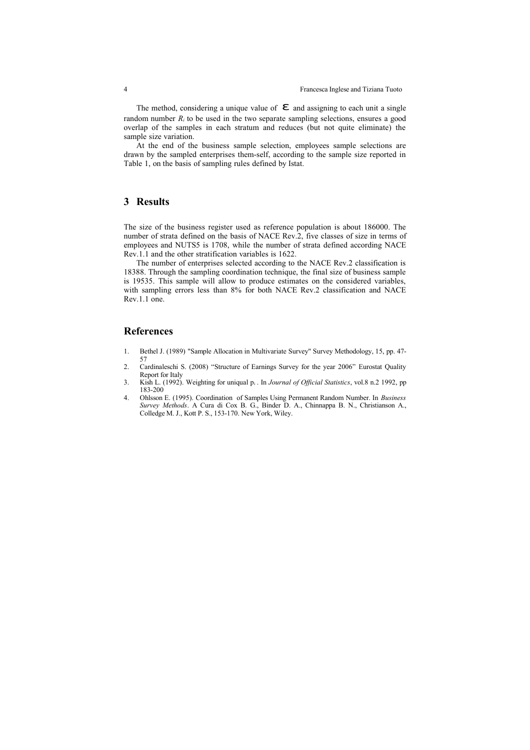The method, considering a unique value of $\varepsilon$ and assigning to each unit a single random number $R_i$ to be used in the two separate sampling selections, ensures a good overlap of the samples in each stratum and reduces (but not quite eliminate) the sample size variation.

At the end of the business sample selection, employees sample selections are drawn by the sampled enterprises them-self, according to the sample size reported in Table 1, on the basis of sampling rules defined by Istat.

## 3 Results

The size of the business register used as reference population is about 186000. The number of strata defined on the basis of NACE Rev.2, five classes of size in terms of employees and NUTS5 is 1708, while the number of strata defined according NACE Rev.1.1 and the other stratification variables is 1622.

The number of enterprises selected according to the NACE Rev.2 classification is 18388. Through the sampling coordination technique, the final size of business sample is 19535. This sample will allow to produce estimates on the considered variables, with sampling errors less than 8% for both NACE Rev.2 classification and NACE Rev.1.1 one.

## References

1. Bethel J. (1989) "Sample Allocation in Multivariate Survey" Survey Methodology, 15, pp. 47-57
2. Cardinaleschi S. (2008) "Structure of Earnings Survey for the year 2006" Eurostat Quality Report for Italy
3. Kish L. (1992). Weighting for uniqual $p_i$ . In *Journal of Official Statistics*, vol.8 n.2 1992, pp 183-200
4. Ohlsson E. (1995). Coordination of Samples Using Permanent Random Number. In *Business Survey Methods*. A Cura di Cox B. G., Binder D. A., Chinnappa B. N., Christianson A., Colledge M. J., Kott P. S., 153-170. New York, Wiley.